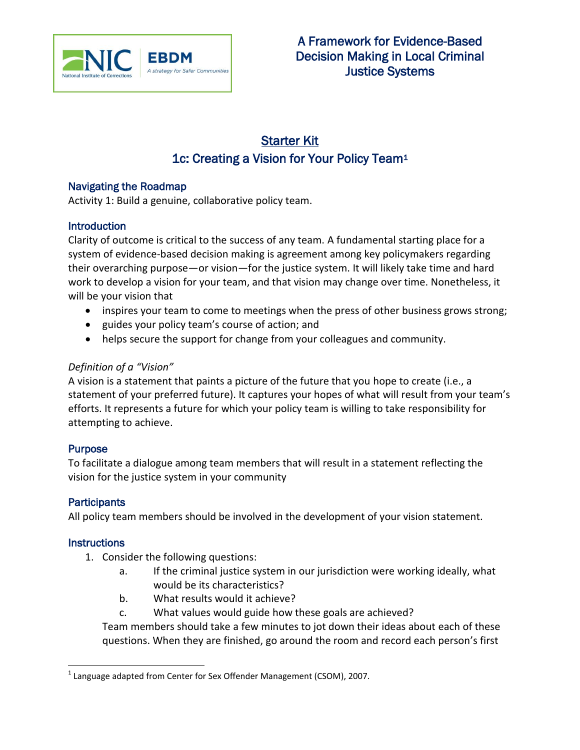A Framework for Evidence-Based Decision Making in Local Criminal Justice Systems

# Starter Kit

## 1c: Creating a Vision for Your Policy Team[1]

### Navigating the Roadmap

Activity 1: Build a genuine, collaborative policy team.

### Introduction

Clarity of outcome is critical to the success of any team. A fundamental starting place for a system of evidence-based decision making is agreement among key policymakers regarding their overarching purpose—or vision—for the justice system. It will likely take time and hard work to develop a vision for your team, and that vision may change over time. Nonetheless, it will be your vision that

- inspires your team to come to meetings when the press of other business grows strong;
- guides your policy team's course of action; and
- helps secure the support for change from your colleagues and community.

*Definition of a "Vision"*

A vision is a statement that paints a picture of the future that you hope to create (i.e., a statement of your preferred future). It captures your hopes of what will result from your team's efforts. It represents a future for which your policy team is willing to take responsibility for attempting to achieve.

### Purpose

To facilitate a dialogue among team members that will result in a statement reflecting the vision for the justice system in your community

### Participants

All policy team members should be involved in the development of your vision statement.

### Instructions

1. Consider the following questions:
   a. If the criminal justice system in our jurisdiction were working ideally, what would be its characteristics?
   b. What results would it achieve?
   c. What values would guide how these goals are achieved?

   Team members should take a few minutes to jot down their ideas about each of these questions. When they are finished, go around the room and record each person's first

[1] Language adapted from Center for Sex Offender Management (CSOM), 2007.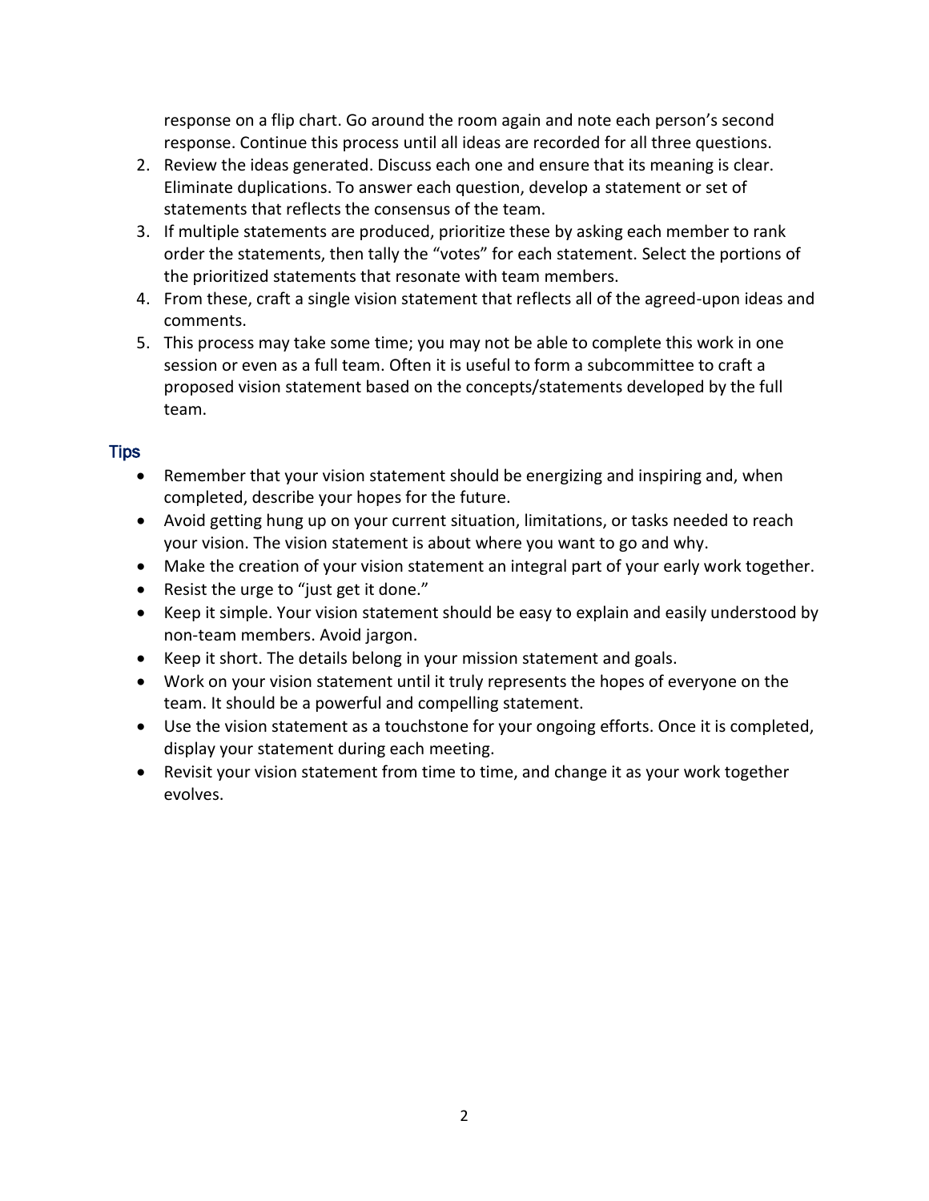response on a flip chart. Go around the room again and note each person's second response. Continue this process until all ideas are recorded for all three questions.

2. Review the ideas generated. Discuss each one and ensure that its meaning is clear. Eliminate duplications. To answer each question, develop a statement or set of statements that reflects the consensus of the team.
3. If multiple statements are produced, prioritize these by asking each member to rank order the statements, then tally the "votes" for each statement. Select the portions of the prioritized statements that resonate with team members.
4. From these, craft a single vision statement that reflects all of the agreed-upon ideas and comments.
5. This process may take some time; you may not be able to complete this work in one session or even as a full team. Often it is useful to form a subcommittee to craft a proposed vision statement based on the concepts/statements developed by the full team.

## Tips

- Remember that your vision statement should be energizing and inspiring and, when completed, describe your hopes for the future.
- Avoid getting hung up on your current situation, limitations, or tasks needed to reach your vision. The vision statement is about where you want to go and why.
- Make the creation of your vision statement an integral part of your early work together.
- Resist the urge to "just get it done."
- Keep it simple. Your vision statement should be easy to explain and easily understood by non-team members. Avoid jargon.
- Keep it short. The details belong in your mission statement and goals.
- Work on your vision statement until it truly represents the hopes of everyone on the team. It should be a powerful and compelling statement.
- Use the vision statement as a touchstone for your ongoing efforts. Once it is completed, display your statement during each meeting.
- Revisit your vision statement from time to time, and change it as your work together evolves.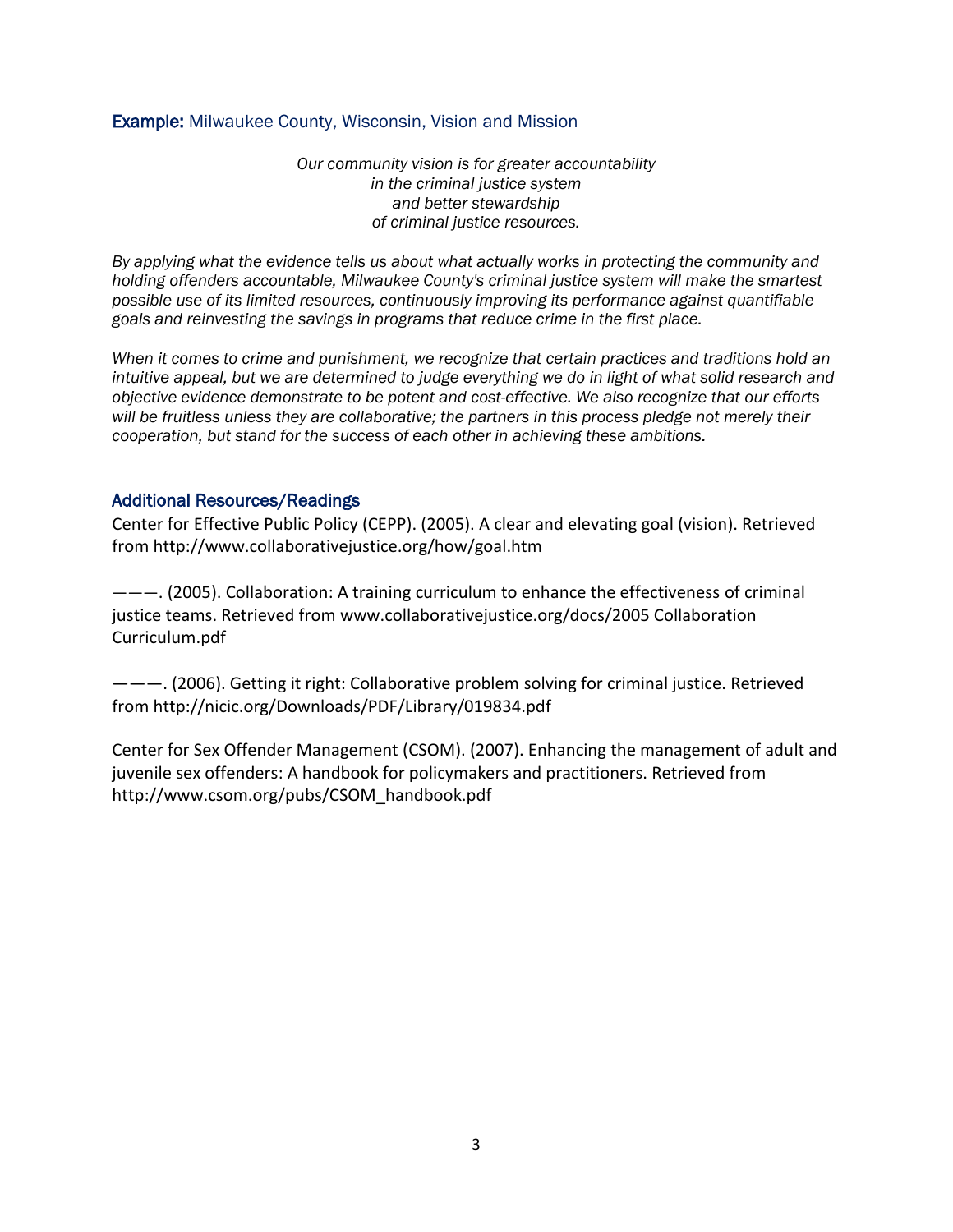**Example:** Milwaukee County, Wisconsin, Vision and Mission

*Our community vision is for greater accountability*
*in the criminal justice system*
*and better stewardship*
*of criminal justice resources.*

*By applying what the evidence tells us about what actually works in protecting the community and holding offenders accountable, Milwaukee County's criminal justice system will make the smartest possible use of its limited resources, continuously improving its performance against quantifiable goals and reinvesting the savings in programs that reduce crime in the first place.*

*When it comes to crime and punishment, we recognize that certain practices and traditions hold an intuitive appeal, but we are determined to judge everything we do in light of what solid research and objective evidence demonstrate to be potent and cost-effective. We also recognize that our efforts will be fruitless unless they are collaborative; the partners in this process pledge not merely their cooperation, but stand for the success of each other in achieving these ambitions.*

## Additional Resources/Readings

Center for Effective Public Policy (CEPP). (2005). A clear and elevating goal (vision). Retrieved from http://www.collaborativejustice.org/how/goal.htm

———. (2005). Collaboration: A training curriculum to enhance the effectiveness of criminal justice teams. Retrieved from www.collaborativejustice.org/docs/2005 Collaboration Curriculum.pdf

———. (2006). Getting it right: Collaborative problem solving for criminal justice. Retrieved from http://nicic.org/Downloads/PDF/Library/019834.pdf

Center for Sex Offender Management (CSOM). (2007). Enhancing the management of adult and juvenile sex offenders: A handbook for policymakers and practitioners. Retrieved from http://www.csom.org/pubs/CSOM_handbook.pdf